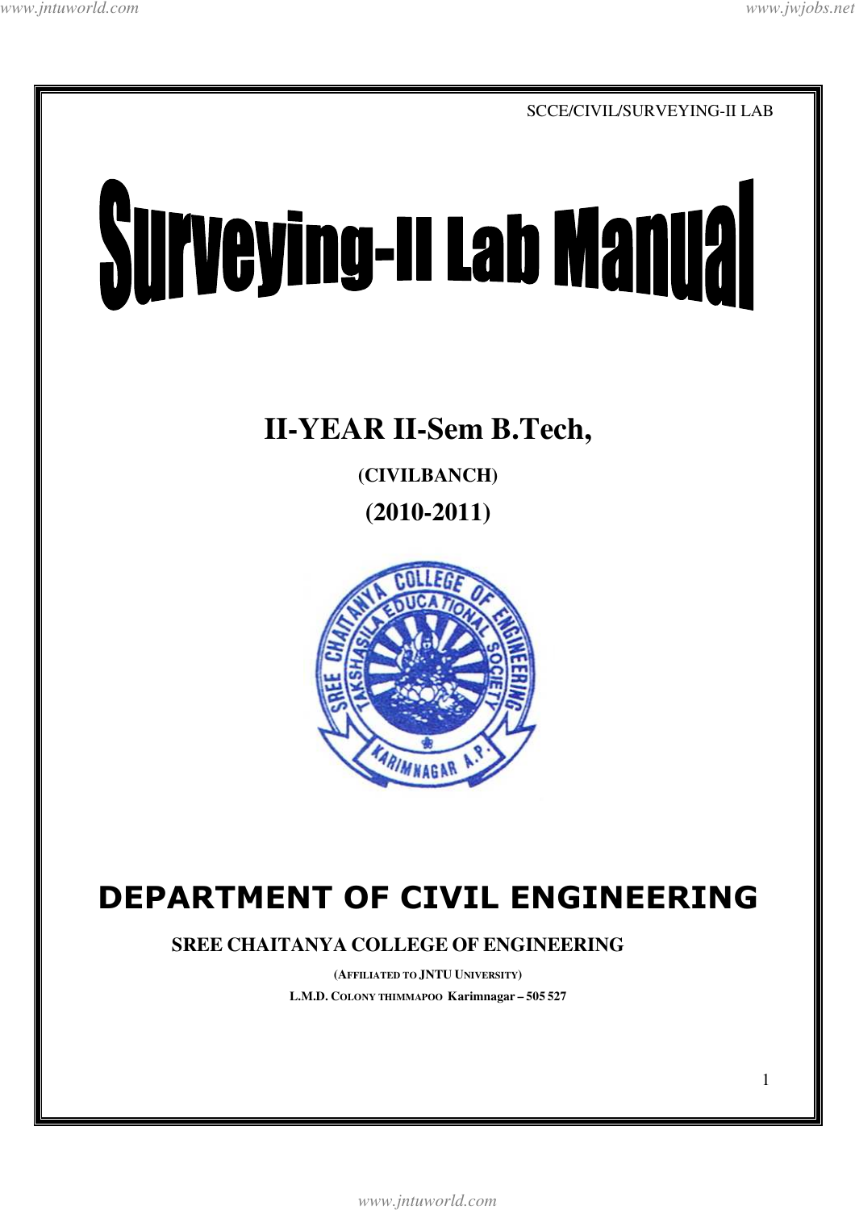SCCE/CIVIL/SURVEYING-II LAB

# Surveying-II Lab Manual

## II-YEAR II-Sem B.Tech,

**(CIVILBANCH)**

**(2010-2011)**

## DEPARTMENT OF CIVIL ENGINEERING

**SREE CHAITANYA COLLEGE OF ENGINEERING**

**(AFFILIATED TO JNTU UNIVERSITY)**

**L.M.D. COLONY THIMMAPOO Karimnagar – 505 527**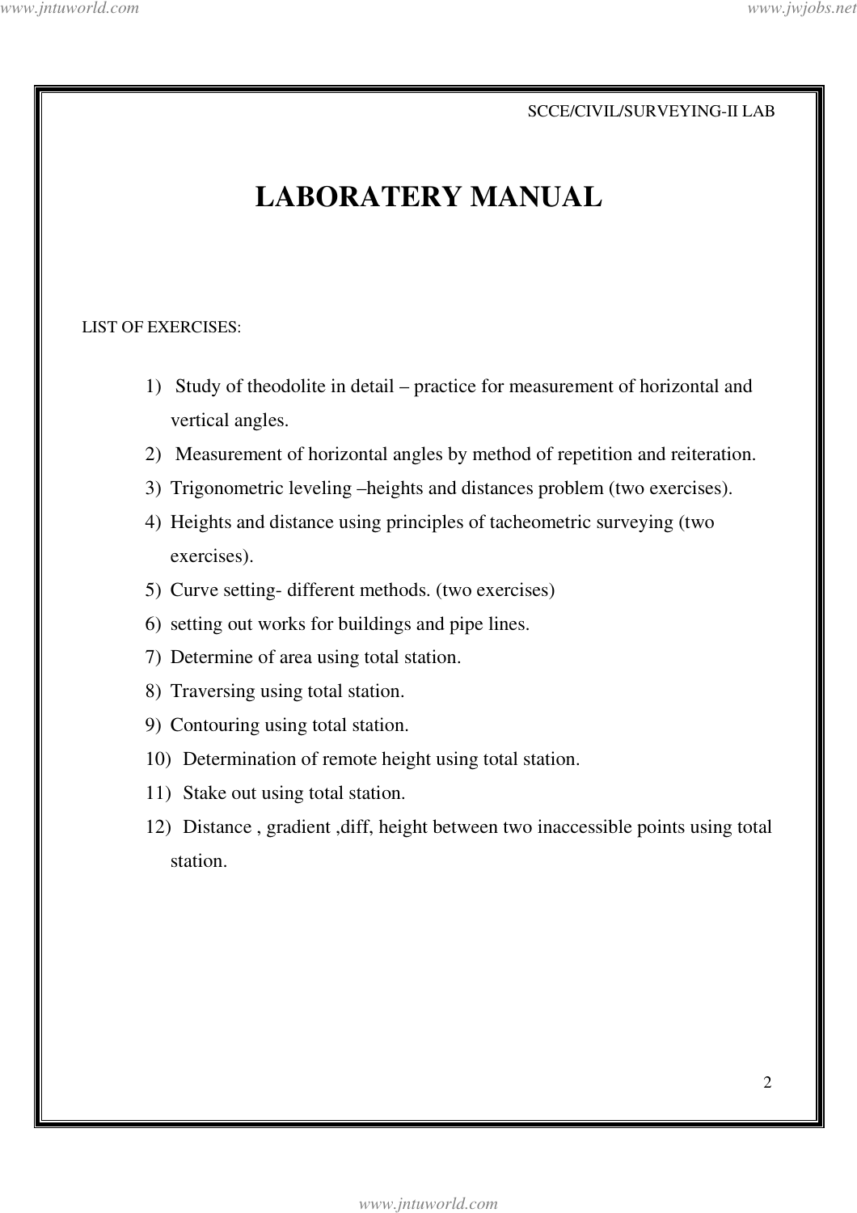# LABORATERY MANUAL

LIST OF EXERCISES:

1) Study of theodolite in detail – practice for measurement of horizontal and vertical angles.
2) Measurement of horizontal angles by method of repetition and reiteration.
3) Trigonometric leveling –heights and distances problem (two exercises).
4) Heights and distance using principles of tacheometric surveying (two exercises).
5) Curve setting- different methods. (two exercises)
6) setting out works for buildings and pipe lines.
7) Determine of area using total station.
8) Traversing using total station.
9) Contouring using total station.
10) Determination of remote height using total station.
11) Stake out using total station.
12) Distance , gradient ,diff, height between two inaccessible points using total station.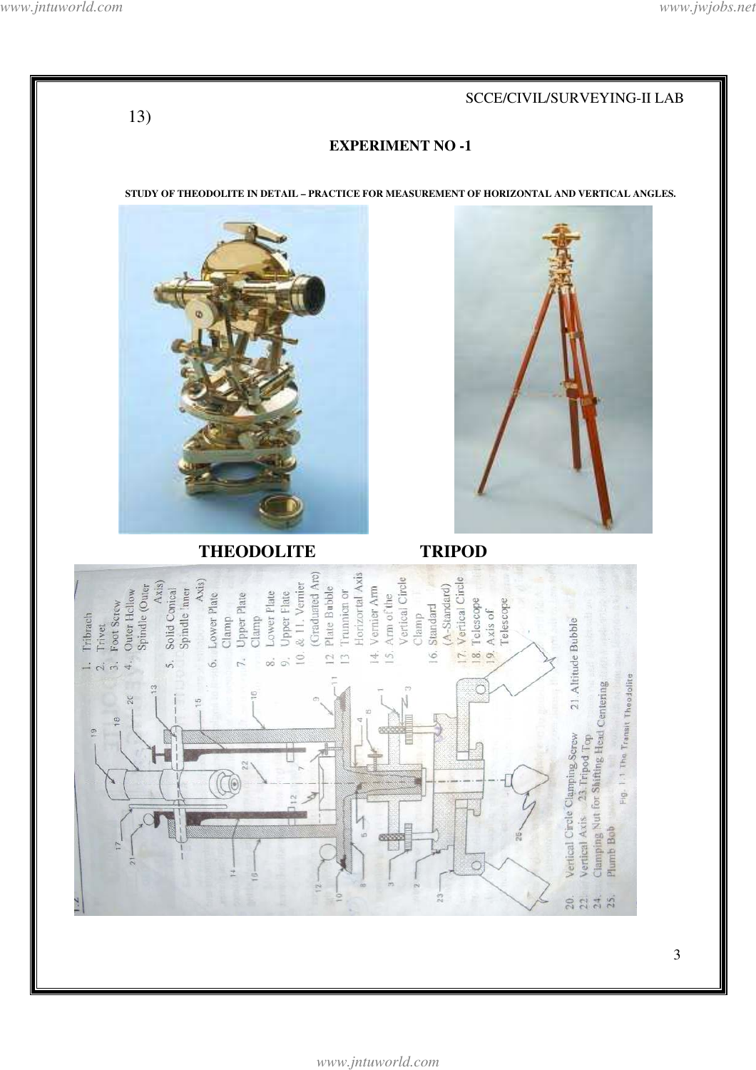13)

## EXPERIMENT NO -1

**STUDY OF THEODOLITE IN DETAIL – PRACTICE FOR MEASUREMENT OF HORIZONTAL AND VERTICAL ANGLES.**

**THEODOLITE** **TRIPOD**

1. Tribrach
2. Trivet
3. Foot Screw
4. Outer Hollow Spindle (Outer Axis)
5. Solid Conical Spindle Inner Axis)
6. Lower Plate Clamp
7. Upper Plate Clamp
8. Lower Plate
9. Upper Plate
10. & 11. Vernier (Graduated Arc)
12. Plate Bubble
13. Trunnion or Horizontal Axis
14. Vernier Arm
15. Arm of the Vertical Circle Clamp
16. Standard (A-Standard)
17. Vertical Circle
18. Telescope
19. Axis of Telescope
20. Vertical Circle Clamping Screw
21. Altitude Bubble
22. Vertical Axis
23. Tripod Top
24. Clamping Nut for Shifting Head Centering
25. Plumb Bob

Fig. 1.1 The Transit Theodolite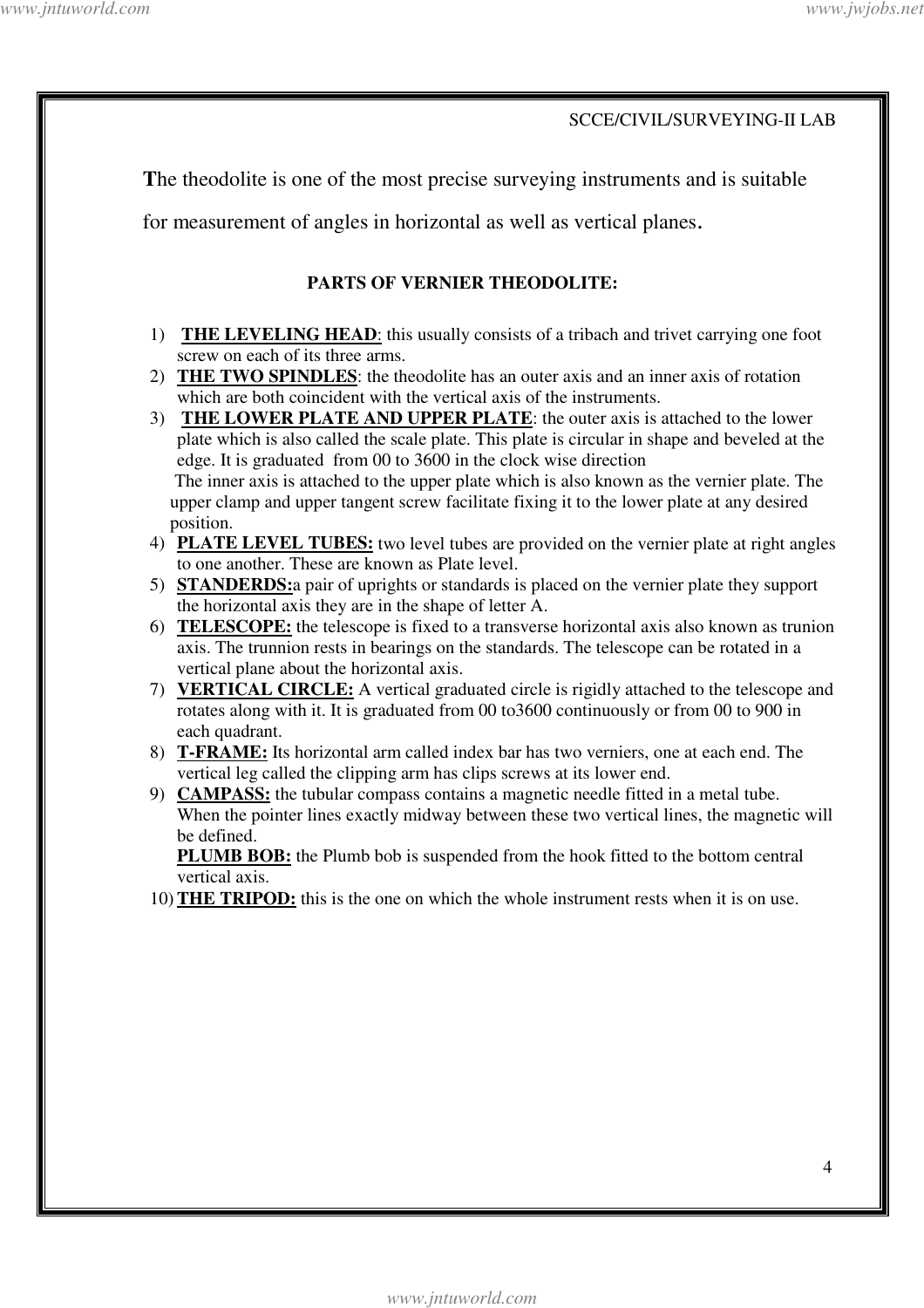**T**he theodolite is one of the most precise surveying instruments and is suitable for measurement of angles in horizontal as well as vertical planes.

**PARTS OF VERNIER THEODOLITE:**

1) **THE LEVELING HEAD**: this usually consists of a tribach and trivet carrying one foot screw on each of its three arms.
2) **THE TWO SPINDLES**: the theodolite has an outer axis and an inner axis of rotation which are both coincident with the vertical axis of the instruments.
3) **THE LOWER PLATE AND UPPER PLATE**: the outer axis is attached to the lower plate which is also called the scale plate. This plate is circular in shape and beveled at the edge. It is graduated from 00 to 3600 in the clock wise direction
   The inner axis is attached to the upper plate which is also known as the vernier plate. The upper clamp and upper tangent screw facilitate fixing it to the lower plate at any desired position.
4) **PLATE LEVEL TUBES:** two level tubes are provided on the vernier plate at right angles to one another. These are known as Plate level.
5) **STANDERDS:**a pair of uprights or standards is placed on the vernier plate they support the horizontal axis they are in the shape of letter A.
6) **TELESCOPE:** the telescope is fixed to a transverse horizontal axis also known as trunion axis. The trunnion rests in bearings on the standards. The telescope can be rotated in a vertical plane about the horizontal axis.
7) **VERTICAL CIRCLE:** A vertical graduated circle is rigidly attached to the telescope and rotates along with it. It is graduated from 00 to3600 continuously or from 00 to 900 in each quadrant.
8) **T-FRAME:** Its horizontal arm called index bar has two verniers, one at each end. The vertical leg called the clipping arm has clips screws at its lower end.
9) **CAMPASS:** the tubular compass contains a magnetic needle fitted in a metal tube. When the pointer lines exactly midway between these two vertical lines, the magnetic will be defined.
   **PLUMB BOB:** the Plumb bob is suspended from the hook fitted to the bottom central vertical axis.
10) **THE TRIPOD:** this is the one on which the whole instrument rests when it is on use.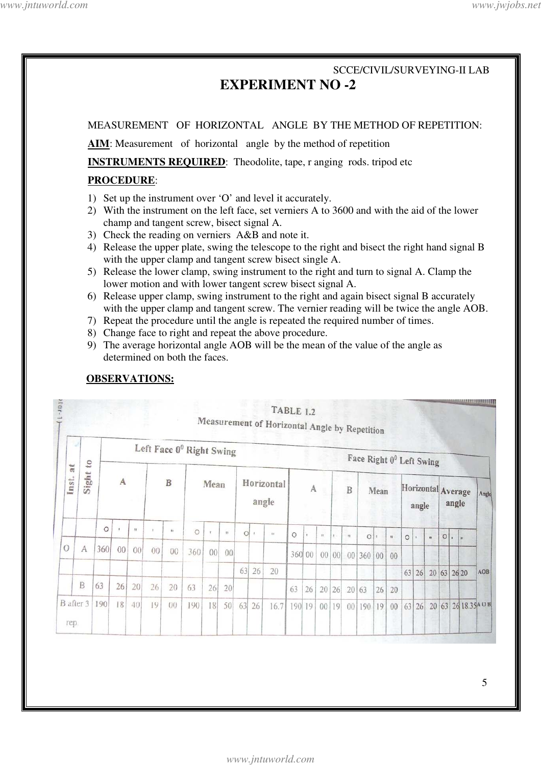SCCE/CIVIL/SURVEYING-II LAB

# EXPERIMENT NO -2

MEASUREMENT OF HORIZONTAL ANGLE BY THE METHOD OF REPETITION:

**AIM**: Measurement of horizontal angle by the method of repetition

**INSTRUMENTS REQUIRED**: Theodolite, tape, r anging rods. tripod etc

**PROCEDURE**:

1) Set up the instrument over 'O' and level it accurately.
2) With the instrument on the left face, set verniers A to 3600 and with the aid of the lower champ and tangent screw, bisect signal A.
3) Check the reading on verniers A&B and note it.
4) Release the upper plate, swing the telescope to the right and bisect the right hand signal B with the upper clamp and tangent screw bisect single A.
5) Release the lower clamp, swing instrument to the right and turn to signal A. Clamp the lower motion and with lower tangent screw bisect signal A.
6) Release upper clamp, swing instrument to the right and again bisect signal B accurately with the upper clamp and tangent screw. The vernier reading will be twice the angle AOB.
7) Repeat the procedure until the angle is repeated the required number of times.
8) Change face to right and repeat the above procedure.
9) The average horizontal angle AOB will be the mean of the value of the angle as determined on both the faces.

**OBSERVATIONS:**

TABLE 1.2
Measurement of Horizontal Angle by Repetition

| Inst. at | Sight to | Left Face $0^0$ Right Swing | | | | | | | | | | | Face Right $0^0$ Left Swing | | | | | | | | | | | | | | Angle |
|---|---|---|---|---|---|---|---|---|---|---|---|---|---|---|---|---|---|---|---|---|---|---|---|---|---|---|---|
| | | A | | | B | | Mean | | | Horizontal angle | | | A | | | B | | Mean | | | Horizontal angle | | | Average angle | | | |
| | | ° | ' | " | ' | " | ° | ' | " | ° | ' | " | ° | ' | " | ' | " | ° | ' | " | ° | ' | " | ° | ' | " | |
| O | A | 360 | 00 | 00 | 00 | 00 | 360 | 00 | 00 | | | | 360 | 00 | 00 | 00 | 00 | 360 | 00 | 00 | | | | | | | |
| | | | | | | | | | | 63 | 26 | 20 | | | | | | | | | 63 | 26 | 20 | 63 | 26 | 20 | AOB |
| | B | 63 | 26 | 20 | 26 | 20 | 63 | 26 | 20 | | | | 63 | 26 | 20 | 26 | 20 | 63 | 26 | 20 | | | | | | | |
| | B after 3 rep. | 190 | 18 | 40 | 19 | 00 | 190 | 18 | 50 | 63 | 26 | 16.7 | 190 | 19 | 00 | 19 | 00 | 190 | 19 | 00 | 63 | 26 | 20 | 63 | 26 | 18.35 | AOB |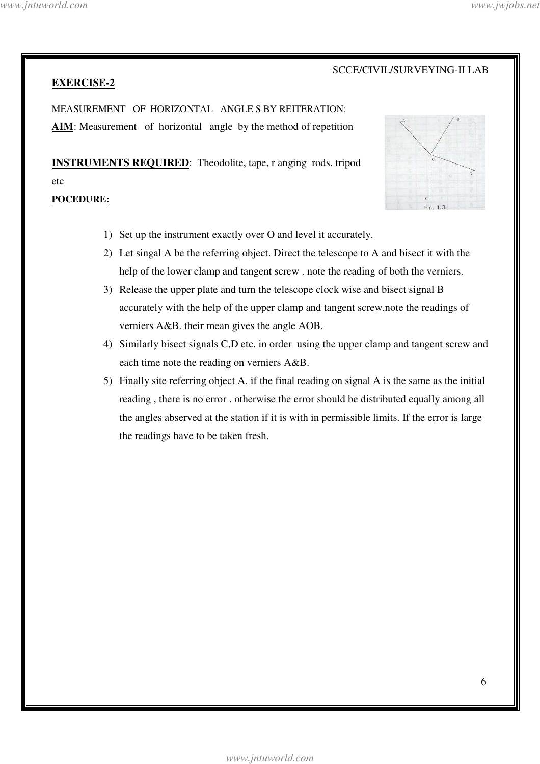## EXERCISE-2

MEASUREMENT OF HORIZONTAL ANGLE S BY REITERATION:

**AIM**: Measurement of horizontal angle by the method of repetition

**INSTRUMENTS REQUIRED**: Theodolite, tape, r anging rods. tripod etc

**POCEDURE:**

1) Set up the instrument exactly over O and level it accurately.
2) Let singal A be the referring object. Direct the telescope to A and bisect it with the help of the lower clamp and tangent screw . note the reading of both the verniers.
3) Release the upper plate and turn the telescope clock wise and bisect signal B accurately with the help of the upper clamp and tangent screw.note the readings of verniers A&B. their mean gives the angle AOB.
4) Similarly bisect signals C,D etc. in order using the upper clamp and tangent screw and each time note the reading on verniers A&B.
5) Finally site referring object A. if the final reading on signal A is the same as the initial reading , there is no error . otherwise the error should be distributed equally among all the angles observed at the station if it is with in permissible limits. If the error is large the readings have to be taken fresh.

Fig. 1.3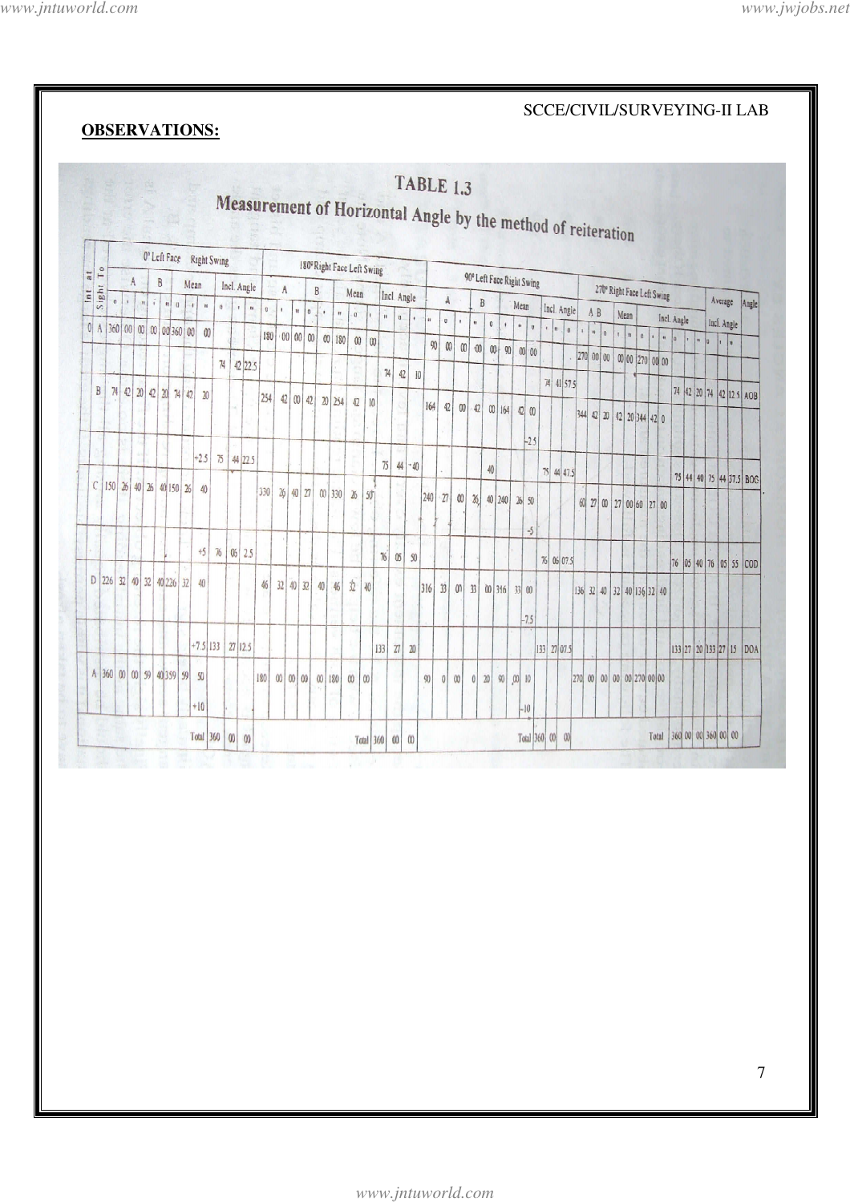**OBSERVATIONS:**

**TABLE 1.3**

**Measurement of Horizontal Angle by the method of reiteration**

| Inst. at | Sight To | 0° Left Face Right Swing | | | | | | | | | | | | 180° Right Face Left Swing | | | | | | | | | | | | 90° Left Face Right Swing | | | | | | | | | | | | 270° Right Face Left Swing | | | | | | | | | | | | Average | | | Angle |
|---|---|---|---|---|---|---|---|---|---|---|---|---|---|---|---|---|---|---|---|---|---|---|---|---|---|---|---|---|---|---|---|---|---|---|---|---|---|---|---|---|---|---|---|---|---|---|---|---|---|---|---|---|---|
| | | A | | | B | | Mean | | | Incl. Angle | | | | A | | | B | | Mean | | | Incl. Angle | | | | A | | | B | | Mean | | | Incl. Angle | | | | A | | | B | | Mean | | | Incl. Angle | | | | Incl. Angle | | | |
| | | ° | ' | " | ' | " | ° | ' | " | ° | ' | " | | ° | ' | " | ' | " | ° | ' | " | ° | ' | " | | ° | ' | " | ' | " | ° | ' | " | ° | ' | " | | ° | ' | " | ' | " | ° | ' | " | ° | ' | " | | ° | ' | " | |
| O | A | 360 | 00 | 00 | 00 | 00 | 360 | 00 | 00 | | | | | 180 | 00 | 00 | 00 | 00 | 180 | 00 | 00 | | | | | 90 | 00 | 00 | 00 | 00 | 90 | 00 | 00 | | | | | 270 | 00 | 00 | 00 | 00 | 270 | 00 | 00 | | | | | | | | |
| | | | | | | | | | | 74 | 42 | 22.5 | | | | | | | | | | 74 | 42 | 10 | | | | | | | | | | 74 | 41 | 57.5 | | | | | | | | | | 74 | 42 | 20 | | 74 | 42 | 12.5 | AOB |
| | B | 74 | 42 | 20 | 42 | 20 | 74 | 42 | 20 | | | | | 254 | 42 | 00 | 42 | 20 | 254 | 42 | 10 | | | | | 164 | 42 | 00 | 42 | 00 | 164 | 42 | 00 | | | | | 344 | 42 | 20 | 42 | 20 | 344 | 42 | 0 | | | | | | | | |
| | | | | | | | | | -2.5 | | | | | | | | | | | | | | | | | | | | | | | | -2.5 | | | | | | | | | | | | | | | | | | | | |
| | | | | | | | | | +2.5 | 75 | 44 | 22.5 | | | | | | | | | | 75 | 44 | 40 | | | | | | | | | 40 | 75 | 44 | 47.5 | | | | | | | | | | 75 | 44 | 40 | | 75 | 44 | 37.5 | BOC |
| | C | 150 | 26 | 40 | 26 | 40 | 150 | 26 | 40 | | | | | 330 | 26 | 40 | 27 | 00 | 330 | 26 | 50 | | | | | 240 | 27 | 00 | 26 | 40 | 240 | 26 | 50 | | | | | 60 | 27 | 00 | 27 | 00 | 60 | 27 | 00 | | | | | | | | |
| | | | | | | | | | | | | | | | | | | | | | | | | | | | | | | | | | -5 | | | | | | | | | | | | | | | | | | | | |
| | | | | | | | | | +5 | 76 | 06 | 2.5 | | | | | | | | | | 76 | 05 | 50 | | | | | | | | | | 76 | 06 | 07.5 | | | | | | | | | | 76 | 05 | 40 | | 76 | 05 | 55 | COD |
| | D | 226 | 32 | 40 | 32 | 40 | 226 | 32 | 40 | | | | | 46 | 32 | 40 | 32 | 40 | 46 | 32 | 40 | | | | | 316 | 33 | 00 | 33 | 00 | 316 | 33 | 00 | | | | | 136 | 32 | 40 | 32 | 40 | 136 | 32 | 40 | | | | | | | | |
| | | | | | | | | | | | | | | | | | | | | | | | | | | | | | | | | | -7.5 | | | | | | | | | | | | | | | | | | | | |
| | | | | | | | | | +7.5 | 133 | 27 | 12.5 | | | | | | | | | | 133 | 27 | 20 | | | | | | | | | | 133 | 27 | 07.5 | | | | | | | | | | 133 | 27 | 20 | | 133 | 27 | 15 | DOA |
| | A | 360 | 00 | 00 | 59 | 40 | 359 | 59 | 50 | | | | | 180 | 00 | 00 | 00 | 00 | 180 | 00 | 00 | | | | | 90 | 0 | 00 | 0 | 20 | 90 | 00 | 10 | | | | | 270 | 00 | 00 | 00 | 00 | 270 | 00 | 00 | | | | | | | | |
| | | | | | | | | | +10 | | | | | | | | | | | | | | | | | | | | | | | | -10 | | | | | | | | | | | | | | | | | | | | |
| | | | | | | | Total | | | 360 | 00 | 00 | | | | | | | Total | | | 360 | 00 | 00 | | | | | | | Total | | | 360 | 00 | 00 | | | | | | | Total | | | 360 | 00 | 00 | | 360 | 00 | 00 | |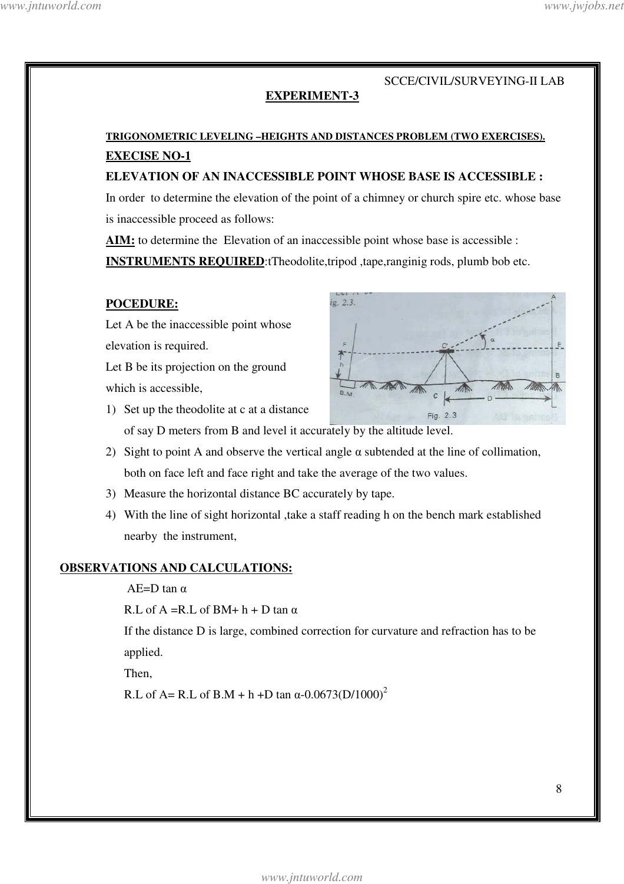SCCE/CIVIL/SURVEYING-II LAB

# EXPERIMENT-3

**TRIGONOMETRIC LEVELING –HEIGHTS AND DISTANCES PROBLEM (TWO EXERCISES).**

**EXECISE NO-1**

**ELEVATION OF AN INACCESSIBLE POINT WHOSE BASE IS ACCESSIBLE :**

In order to determine the elevation of the point of a chimney or church spire etc. whose base is inaccessible proceed as follows:

**AIM:** to determine the Elevation of an inaccessible point whose base is accessible :

**INSTRUMENTS REQUIRED**:tTheodolite,tripod ,tape,ranginig rods, plumb bob etc.

**POCEDURE:**

Let A be the inaccessible point whose elevation is required.

Let B be its projection on the ground which is accessible,

1) Set up the theodolite at c at a distance of say D meters from B and level it accurately by the altitude level.
2) Sight to point A and observe the vertical angle α subtended at the line of collimation, both on face left and face right and take the average of the two values.
3) Measure the horizontal distance BC accurately by tape.
4) With the line of sight horizontal ,take a staff reading h on the bench mark established nearby the instrument,

**OBSERVATIONS AND CALCULATIONS:**

$AE = D \tan \alpha$

R.L of A =R.L of BM+ h + D tan α

If the distance D is large, combined correction for curvature and refraction has to be applied.

Then,

R.L of A= R.L of B.M + h +D tan α-0.0673$(D/1000)^2$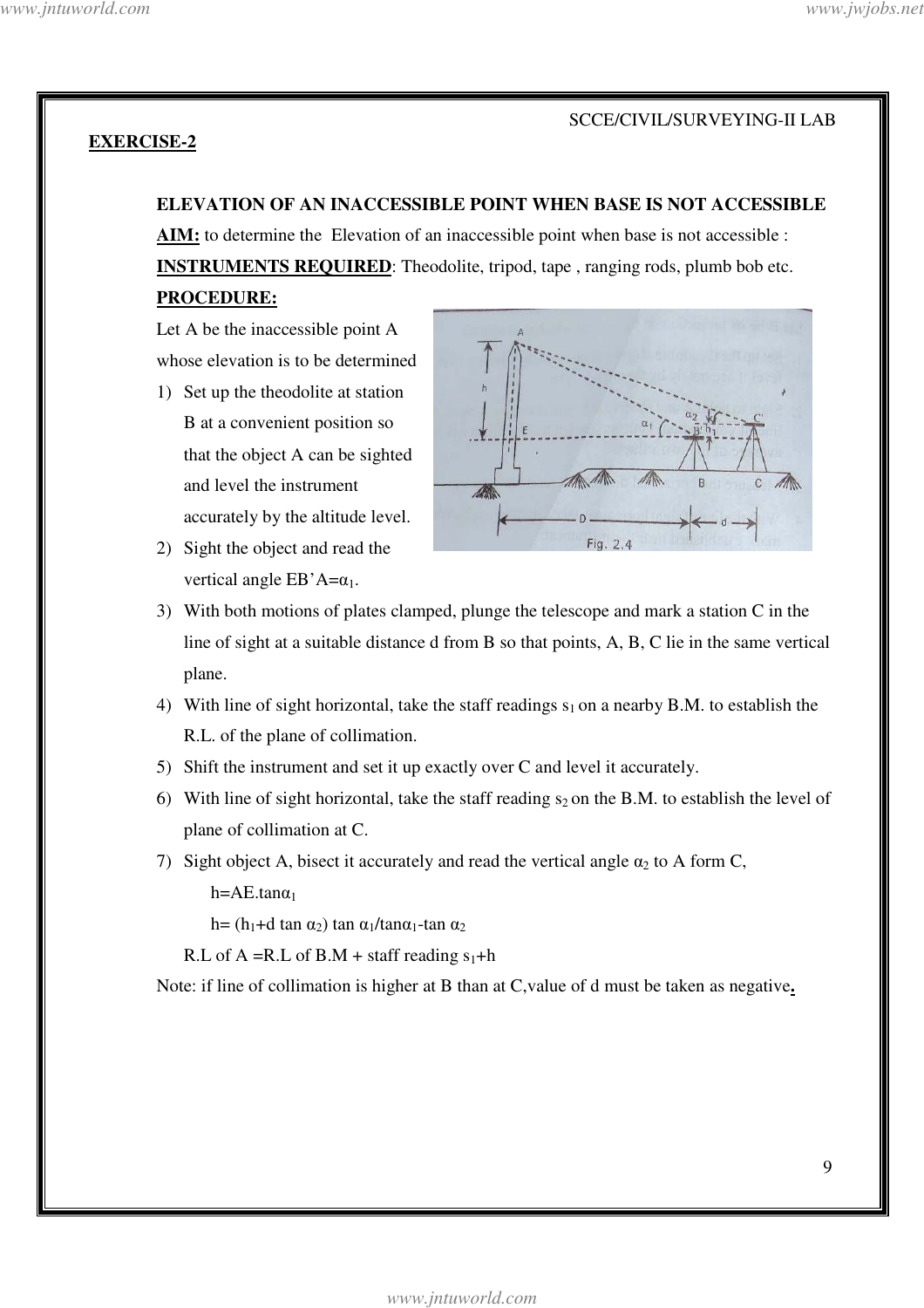**EXERCISE-2**

**ELEVATION OF AN INACCESSIBLE POINT WHEN BASE IS NOT ACCESSIBLE**

**AIM:** to determine the Elevation of an inaccessible point when base is not accessible :

**INSTRUMENTS REQUIRED**: Theodolite, tripod, tape , ranging rods, plumb bob etc.

**PROCEDURE:**

Let A be the inaccessible point A whose elevation is to be determined

1) Set up the theodolite at station B at a convenient position so that the object A can be sighted and level the instrument accurately by the altitude level.
2) Sight the object and read the vertical angle EB'A=$\alpha_1$.
3) With both motions of plates clamped, plunge the telescope and mark a station C in the line of sight at a suitable distance d from B so that points, A, B, C lie in the same vertical plane.
4) With line of sight horizontal, take the staff readings $s_1$ on a nearby B.M. to establish the R.L. of the plane of collimation.
5) Shift the instrument and set it up exactly over C and level it accurately.
6) With line of sight horizontal, take the staff reading $s_2$ on the B.M. to establish the level of plane of collimation at C.
7) Sight object A, bisect it accurately and read the vertical angle $\alpha_2$ to A form C,

   $h = AE.\tan\alpha_1$

   $h = (h_1 + d \tan \alpha_2) \tan \alpha_1 / \tan\alpha_1 - \tan \alpha_2$

   R.L of A =R.L of B.M + staff reading $s_1$+h

Note: if line of collimation is higher at B than at C,value of d must be taken as negative.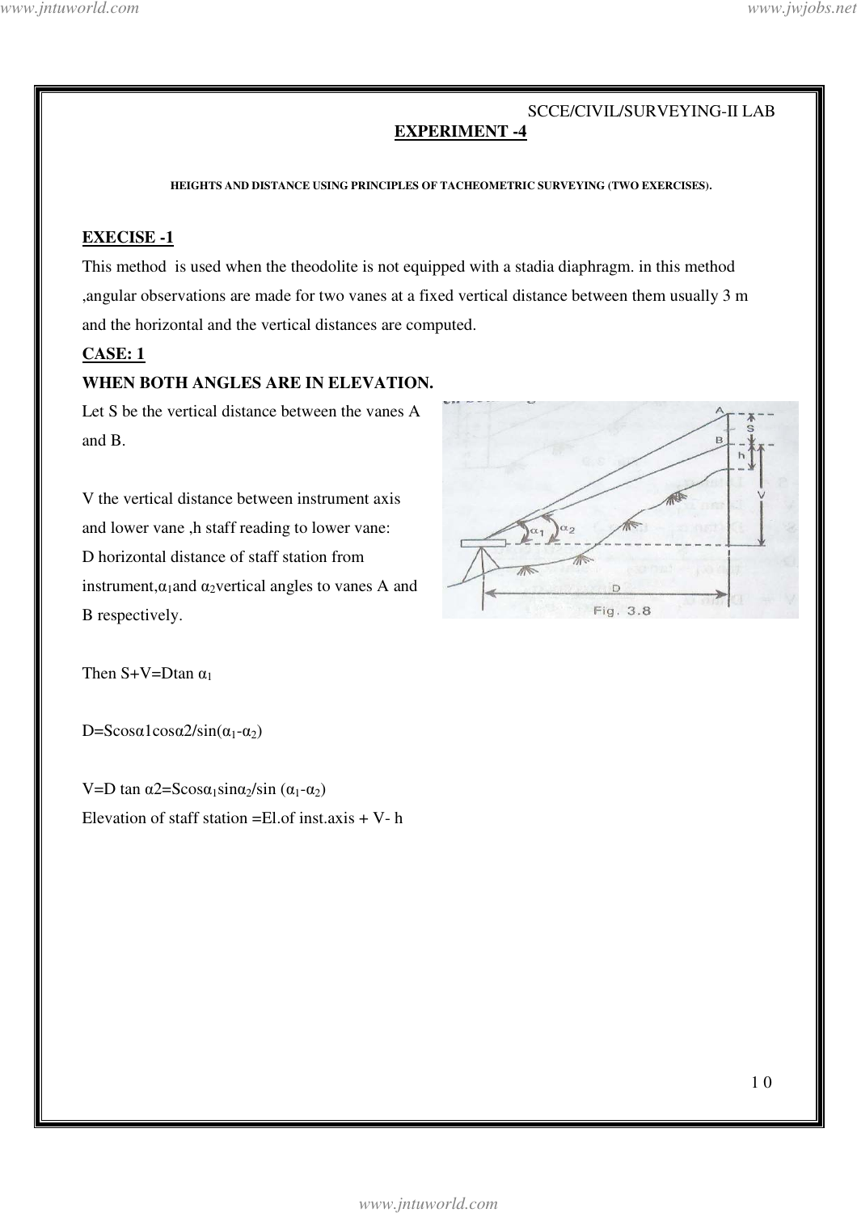# EXPERIMENT -4

**HEIGHTS AND DISTANCE USING PRINCIPLES OF TACHEOMETRIC SURVEYING (TWO EXERCISES).**

## EXECISE -1

This method is used when the theodolite is not equipped with a stadia diaphragm. in this method ,angular observations are made for two vanes at a fixed vertical distance between them usually 3 m and the horizontal and the vertical distances are computed.

### CASE: 1

**WHEN BOTH ANGLES ARE IN ELEVATION.**

Let S be the vertical distance between the vanes A and B.

V the vertical distance between instrument axis and lower vane ,h staff reading to lower vane: D horizontal distance of staff station from instrument,$\alpha_1$and $\alpha_2$vertical angles to vanes A and B respectively.

Fig. 3.8

Then $S+V=D\tan \alpha_1$

$D=S\cos\alpha_1\cos\alpha_2/\sin(\alpha_1-\alpha_2)$

$V=D \tan \alpha_2=S\cos\alpha_1\sin\alpha_2/\sin (\alpha_1-\alpha_2)$

Elevation of staff station =El.of inst.axis + V- h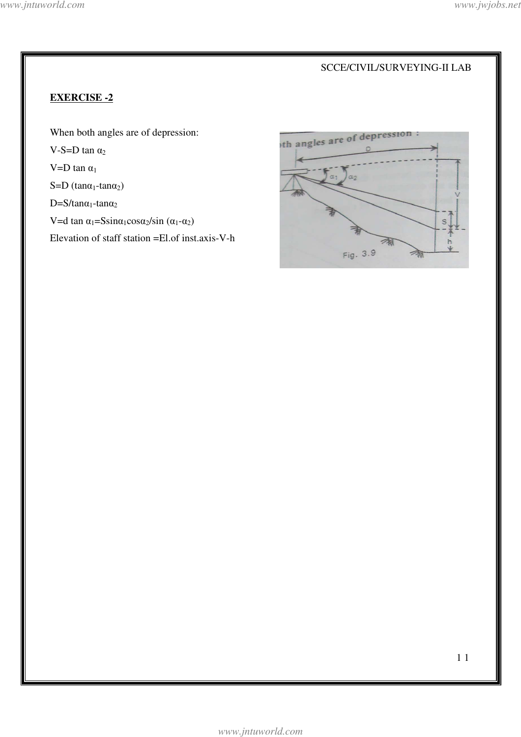**EXERCISE -2**

When both angles are of depression:

$V-S=D \tan \alpha_2$

$V=D \tan \alpha_1$

$S=D (\tan\alpha_1-\tan\alpha_2)$

$D=S/\tan\alpha_1-\tan\alpha_2$

$V=d \tan \alpha_1=S\sin\alpha_1\cos\alpha_2/\sin (\alpha_1-\alpha_2)$

Elevation of staff station =El.of inst.axis-V-h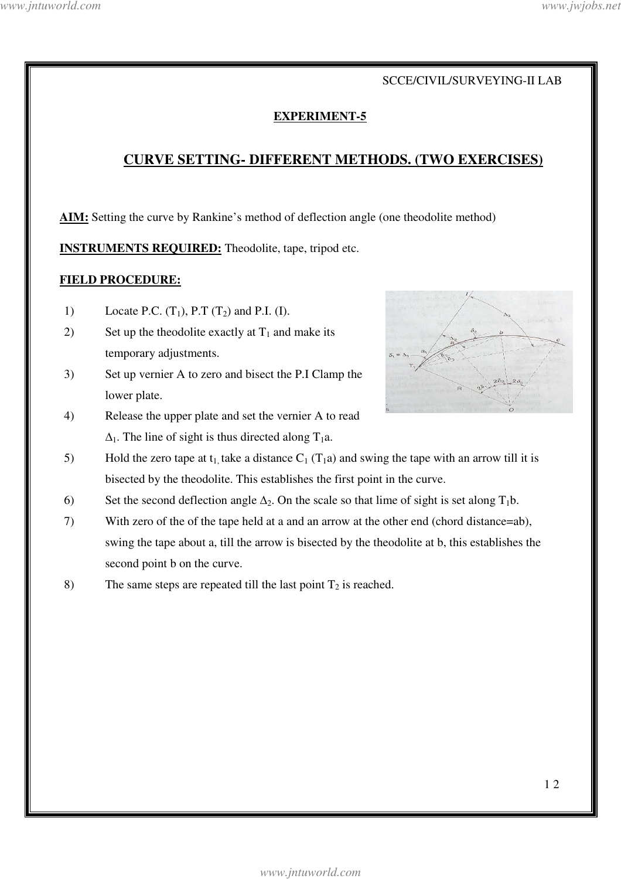SCCE/CIVIL/SURVEYING-II LAB

## EXPERIMENT-5

# CURVE SETTING- DIFFERENT METHODS. (TWO EXERCISES)

**AIM:** Setting the curve by Rankine's method of deflection angle (one theodolite method)

**INSTRUMENTS REQUIRED:** Theodolite, tape, tripod etc.

**FIELD PROCEDURE:**

1) Locate P.C. ($T_1$), P.T ($T_2$) and P.I. (I).
2) Set up the theodolite exactly at $T_1$ and make its temporary adjustments.
3) Set up vernier A to zero and bisect the P.I Clamp the lower plate.
4) Release the upper plate and set the vernier A to read $\Delta_1$. The line of sight is thus directed along $T_1$a.
5) Hold the zero tape at $t_1$, take a distance $C_1$ ($T_1$a) and swing the tape with an arrow till it is bisected by the theodolite. This establishes the first point in the curve.
6) Set the second deflection angle $\Delta_2$. On the scale so that lime of sight is set along $T_1$b.
7) With zero of the of the tape held at a and an arrow at the other end (chord distance=ab), swing the tape about a, till the arrow is bisected by the theodolite at b, this establishes the second point b on the curve.
8) The same steps are repeated till the last point $T_2$ is reached.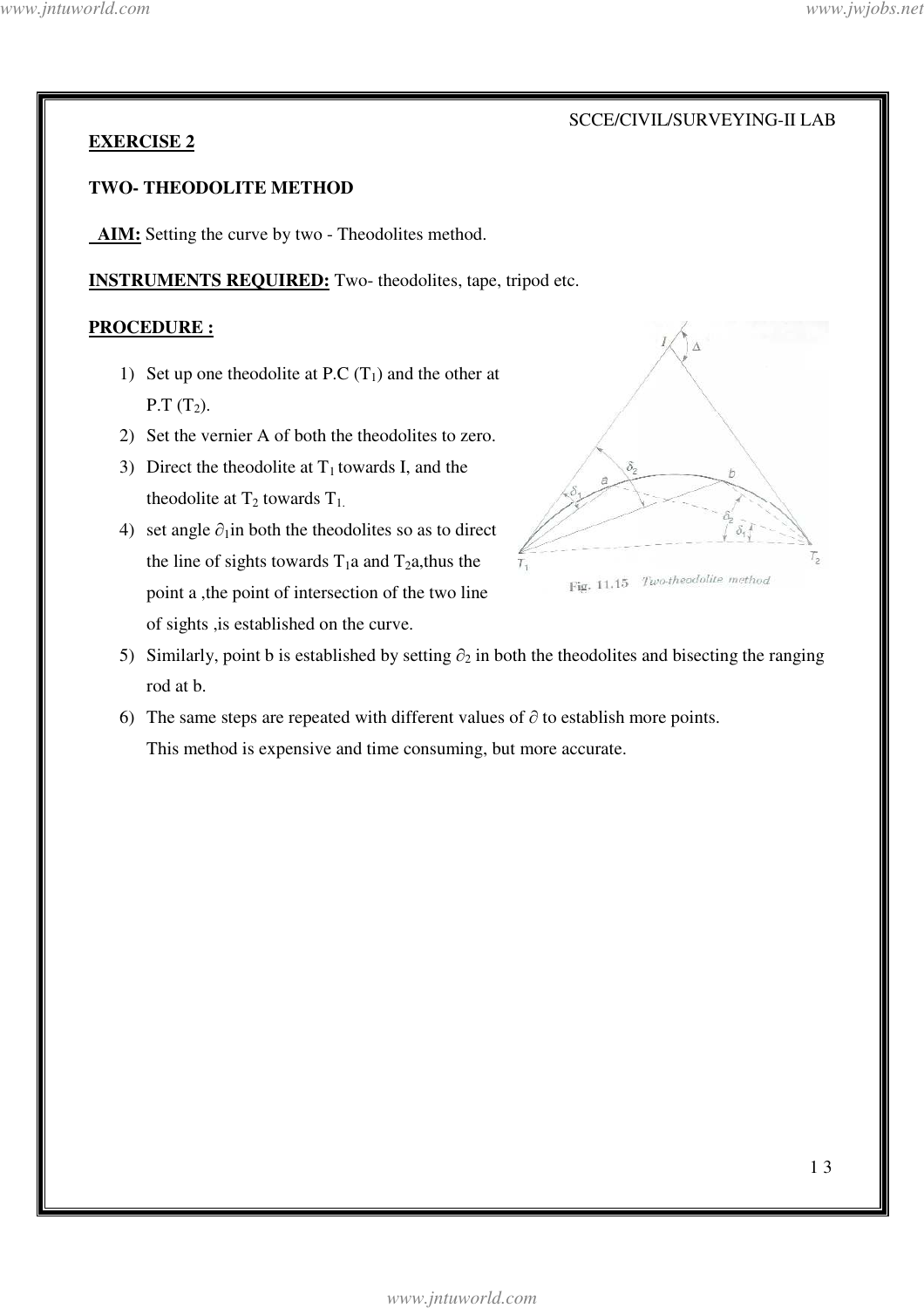**EXERCISE 2**

**TWO- THEODOLITE METHOD**

**AIM:** Setting the curve by two - Theodolites method.

**INSTRUMENTS REQUIRED:** Two- theodolites, tape, tripod etc.

**PROCEDURE :**

1) Set up one theodolite at P.C ($T_1$) and the other at P.T ($T_2$).
2) Set the vernier A of both the theodolites to zero.
3) Direct the theodolite at $T_1$ towards I, and the theodolite at $T_2$ towards $T_1$.
4) set angle $\partial_1$ in both the theodolites so as to direct the line of sights towards $T_1$a and $T_2$a, thus the point a, the point of intersection of the two line of sights, is established on the curve.
5) Similarly, point b is established by setting $\partial_2$ in both the theodolites and bisecting the ranging rod at b.
6) The same steps are repeated with different values of $\partial$ to establish more points.

   This method is expensive and time consuming, but more accurate.

Fig. 11.15 Two-theodolite method